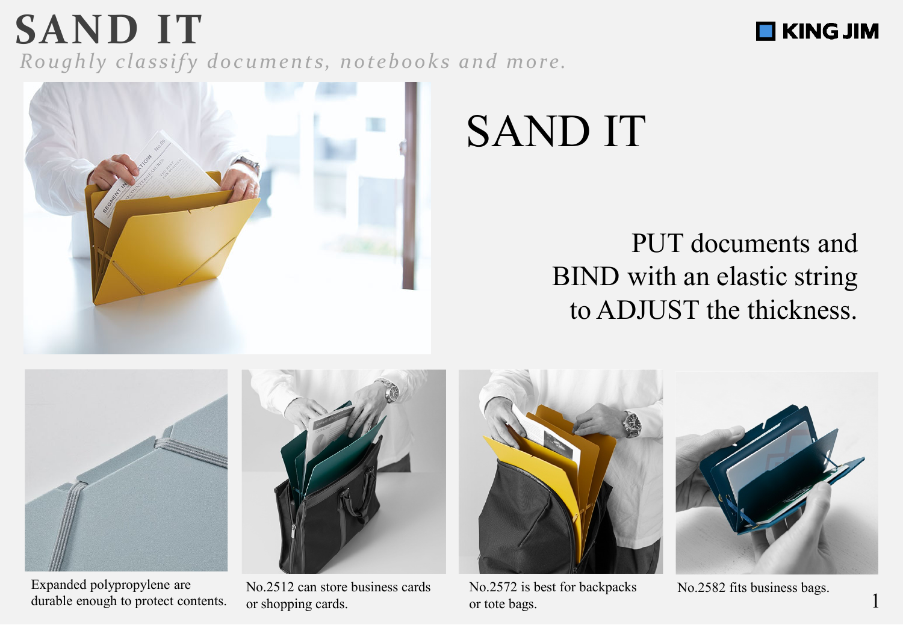# SAND IT

*Roughly classify documents, notebooks and more.*

KING JIM

## SAND IT

PUT documents and
BIND with an elastic string
to ADJUST the thickness.

Expanded polypropylene are durable enough to protect contents.

No.2512 can store business cards or shopping cards.

No.2572 is best for backpacks or tote bags.

No.2582 fits business bags.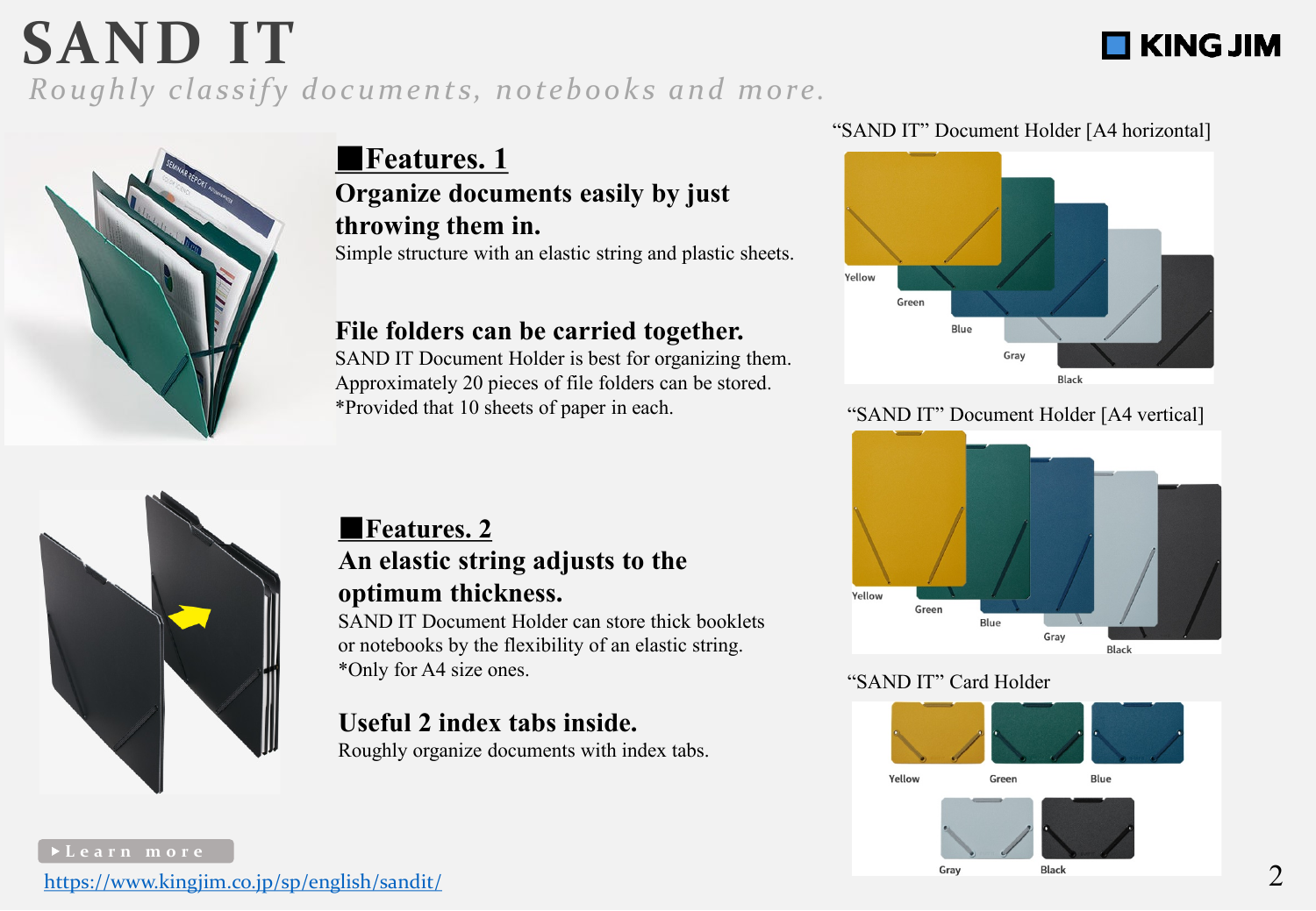# SAND IT

*Roughly classify documents, notebooks and more.*

KING JIM

## ■Features. 1

### Organize documents easily by just throwing them in.

Simple structure with an elastic string and plastic sheets.

### File folders can be carried together.

SAND IT Document Holder is best for organizing them.
Approximately 20 pieces of file folders can be stored.
*Provided that 10 sheets of paper in each.

## ■Features. 2

### An elastic string adjusts to the optimum thickness.

SAND IT Document Holder can store thick booklets or notebooks by the flexibility of an elastic string.
*Only for A4 size ones.

### Useful 2 index tabs inside.

Roughly organize documents with index tabs.

“SAND IT” Document Holder [A4 horizontal]

Yellow
Green
Blue
Gray
Black

“SAND IT” Document Holder [A4 vertical]

Yellow
Green
Blue
Gray
Black

“SAND IT” Card Holder

Yellow
Green
Blue
Gray
Black

▶Learn more

https://www.kingjim.co.jp/sp/english/sandit/